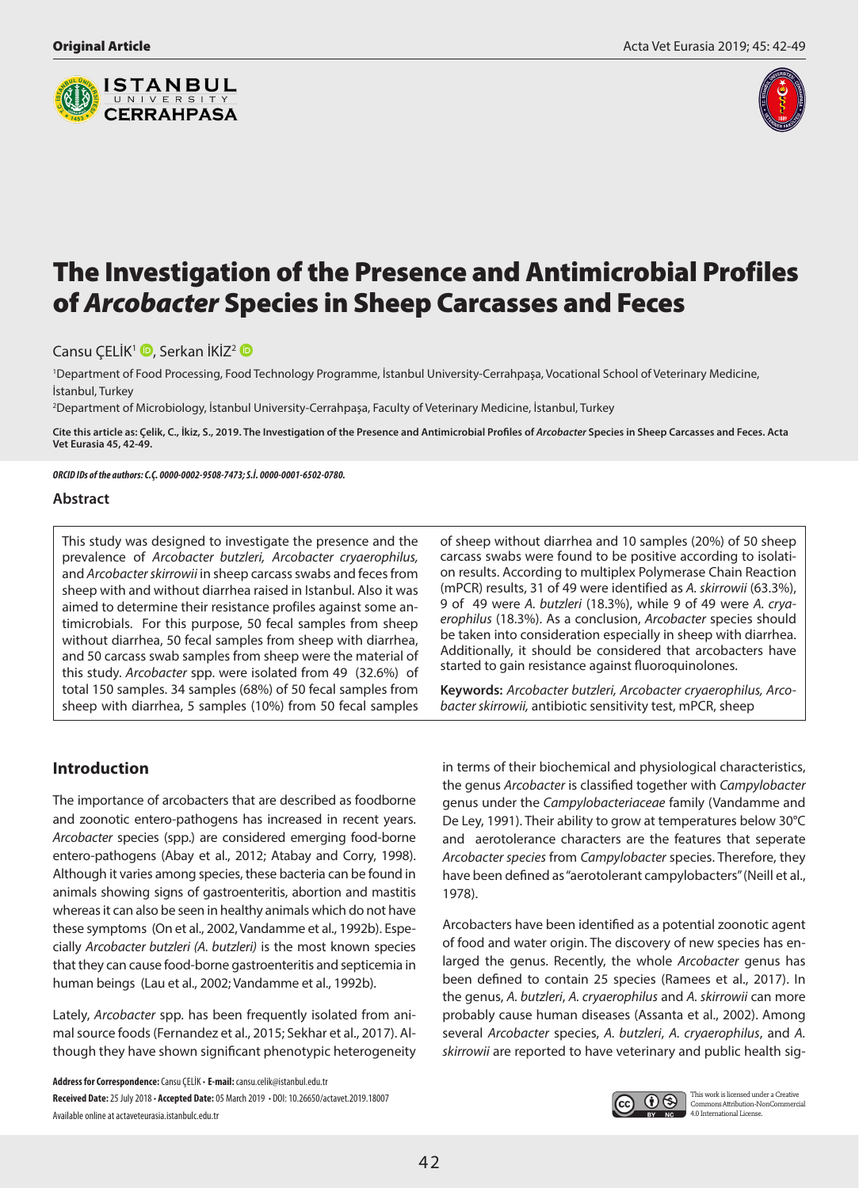Original Article

# The Investigation of the Presence and Antimicrobial Profiles of *Arcobacter* Species in Sheep Carcasses and Feces

Cansu ÇELİK[1], Serkan İKİZ[2]

[1]Department of Food Processing, Food Technology Programme, İstanbul University-Cerrahpaşa, Vocational School of Veterinary Medicine, İstanbul, Turkey

[2]Department of Microbiology, İstanbul University-Cerrahpaşa, Faculty of Veterinary Medicine, İstanbul, Turkey

**Cite this article as: Çelik, C., İkiz, S., 2019. The Investigation of the Presence and Antimicrobial Profiles of *Arcobacter* Species in Sheep Carcasses and Feces. Acta Vet Eurasia 45, 42-49.**

***ORCID IDs of the authors: C.Ç. 0000-0002-9508-7473; S.İ. 0000-0001-6502-0780.***

## Abstract

This study was designed to investigate the presence and the prevalence of *Arcobacter butzleri, Arcobacter cryaerophilus,* and *Arcobacter skirrowii* in sheep carcass swabs and feces from sheep with and without diarrhea raised in Istanbul. Also it was aimed to determine their resistance profiles against some antimicrobials. For this purpose, 50 fecal samples from sheep without diarrhea, 50 fecal samples from sheep with diarrhea, and 50 carcass swab samples from sheep were the material of this study. *Arcobacter* spp. were isolated from 49 (32.6%) of total 150 samples. 34 samples (68%) of 50 fecal samples from sheep with diarrhea, 5 samples (10%) from 50 fecal samples of sheep without diarrhea and 10 samples (20%) of 50 sheep carcass swabs were found to be positive according to isolation results. According to multiplex Polymerase Chain Reaction (mPCR) results, 31 of 49 were identified as *A. skirrowii* (63.3%), 9 of 49 were *A. butzleri* (18.3%), while 9 of 49 were *A. cryaerophilus* (18.3%). As a conclusion, *Arcobacter* species should be taken into consideration especially in sheep with diarrhea. Additionally, it should be considered that arcobacters have started to gain resistance against fluoroquinolones.

**Keywords:** *Arcobacter butzleri, Arcobacter cryaerophilus, Arcobacter skirrowii,* antibiotic sensitivity test, mPCR, sheep

## Introduction

The importance of arcobacters that are described as foodborne and zoonotic entero-pathogens has increased in recent years. *Arcobacter* species (spp.) are considered emerging food-borne entero-pathogens (Abay et al., 2012; Atabay and Corry, 1998). Although it varies among species, these bacteria can be found in animals showing signs of gastroenteritis, abortion and mastitis whereas it can also be seen in healthy animals which do not have these symptoms (On et al., 2002, Vandamme et al., 1992b). Especially *Arcobacter butzleri (A. butzleri)* is the most known species that they can cause food-borne gastroenteritis and septicemia in human beings (Lau et al., 2002; Vandamme et al., 1992b).

Lately, *Arcobacter* spp. has been frequently isolated from animal source foods (Fernandez et al., 2015; Sekhar et al., 2017). Although they have shown significant phenotypic heterogeneity in terms of their biochemical and physiological characteristics, the genus *Arcobacter* is classified together with *Campylobacter* genus under the *Campylobacteriaceae* family (Vandamme and De Ley, 1991). Their ability to grow at temperatures below 30°C and aerotolerance characters are the features that seperate *Arcobacter species* from *Campylobacter* species. Therefore, they have been defined as "aerotolerant campylobacters" (Neill et al., 1978).

Arcobacters have been identified as a potential zoonotic agent of food and water origin. The discovery of new species has enlarged the genus. Recently, the whole *Arcobacter* genus has been defined to contain 25 species (Ramees et al., 2017). In the genus, *A. butzleri*, *A. cryaerophilus* and *A. skirrowii* can more probably cause human diseases (Assanta et al., 2002). Among several *Arcobacter* species, *A. butzleri*, *A. cryaerophilus*, and *A. skirrowii* are reported to have veterinary and public health sig-

**Address for Correspondence:** Cansu ÇELİK • **E-mail:** cansu.celik@istanbul.edu.tr
**Received Date:** 25 July 2018 • **Accepted Date:** 05 March 2019 • DOI: 10.26650/actavet.2019.18007
Available online at actaveteurasia.istanbulc.edu.tr

This work is licensed under a Creative Commons Attribution-NonCommercial 4.0 International License.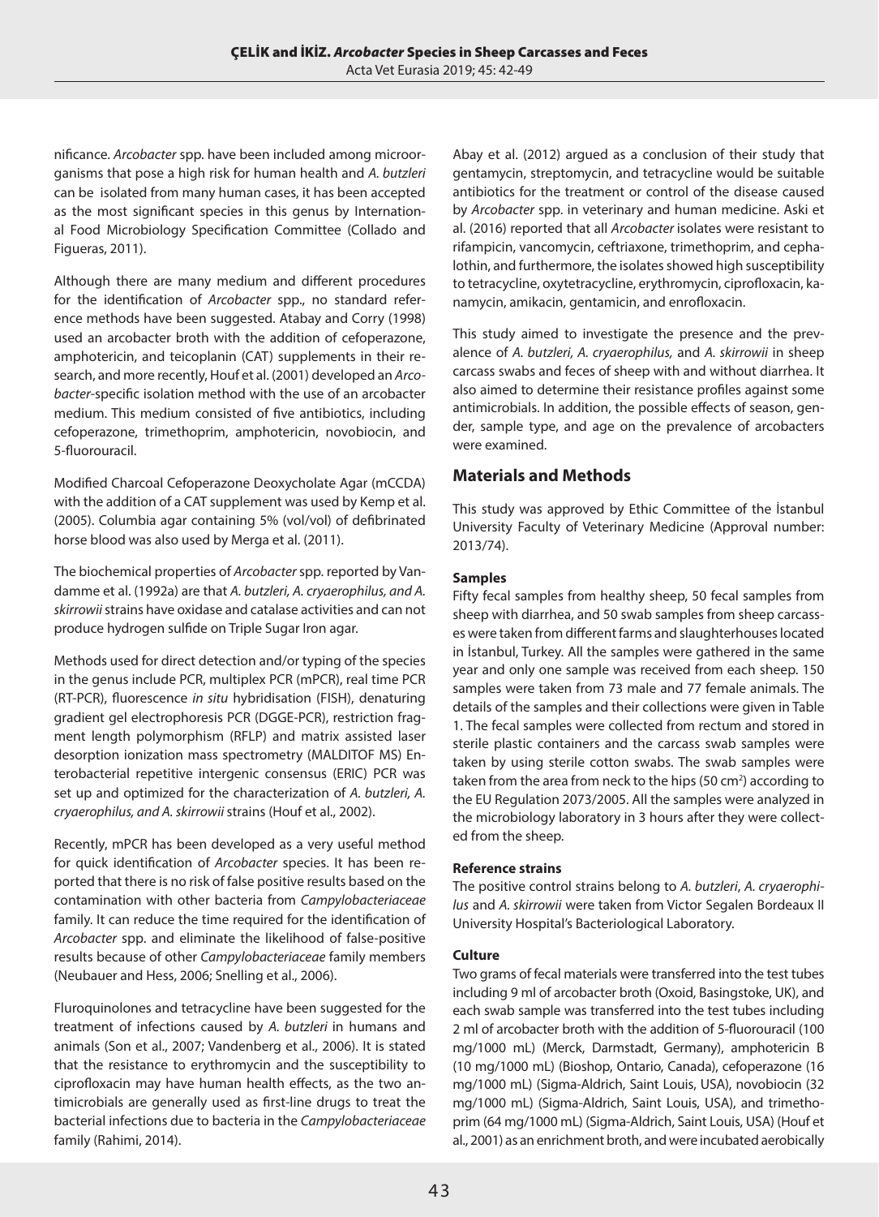nificance. *Arcobacter* spp. have been included among microorganisms that pose a high risk for human health and *A. butzleri* can be isolated from many human cases, it has been accepted as the most significant species in this genus by International Food Microbiology Specification Committee (Collado and Figueras, 2011).

Although there are many medium and different procedures for the identification of *Arcobacter* spp., no standard reference methods have been suggested. Atabay and Corry (1998) used an arcobacter broth with the addition of cefoperazone, amphotericin, and teicoplanin (CAT) supplements in their research, and more recently, Houf et al. (2001) developed an *Arcobacter*-specific isolation method with the use of an arcobacter medium. This medium consisted of five antibiotics, including cefoperazone, trimethoprim, amphotericin, novobiocin, and 5-fluorouracil.

Modified Charcoal Cefoperazone Deoxycholate Agar (mCCDA) with the addition of a CAT supplement was used by Kemp et al. (2005). Columbia agar containing 5% (vol/vol) of defibrinated horse blood was also used by Merga et al. (2011).

The biochemical properties of *Arcobacter* spp. reported by Vandamme et al. (1992a) are that *A. butzleri, A. cryaerophilus, and A. skirrowii* strains have oxidase and catalase activities and can not produce hydrogen sulfide on Triple Sugar Iron agar.

Methods used for direct detection and/or typing of the species in the genus include PCR, multiplex PCR (mPCR), real time PCR (RT-PCR), fluorescence *in situ* hybridisation (FISH), denaturing gradient gel electrophoresis PCR (DGGE-PCR), restriction fragment length polymorphism (RFLP) and matrix assisted laser desorption ionization mass spectrometry (MALDITOF MS) Enterobacterial repetitive intergenic consensus (ERIC) PCR was set up and optimized for the characterization of *A. butzleri, A. cryaerophilus, and A. skirrowii* strains (Houf et al., 2002).

Recently, mPCR has been developed as a very useful method for quick identification of *Arcobacter* species. It has been reported that there is no risk of false positive results based on the contamination with other bacteria from *Campylobacteriaceae* family. It can reduce the time required for the identification of *Arcobacter* spp. and eliminate the likelihood of false-positive results because of other *Campylobacteriaceae* family members (Neubauer and Hess, 2006; Snelling et al., 2006).

Fluroquinolones and tetracycline have been suggested for the treatment of infections caused by *A. butzleri* in humans and animals (Son et al., 2007; Vandenberg et al., 2006). It is stated that the resistance to erythromycin and the susceptibility to ciprofloxacin may have human health effects, as the two antimicrobials are generally used as first-line drugs to treat the bacterial infections due to bacteria in the *Campylobacteriaceae* family (Rahimi, 2014).

Abay et al. (2012) argued as a conclusion of their study that gentamycin, streptomycin, and tetracycline would be suitable antibiotics for the treatment or control of the disease caused by *Arcobacter* spp. in veterinary and human medicine. Aski et al. (2016) reported that all *Arcobacter* isolates were resistant to rifampicin, vancomycin, ceftriaxone, trimethoprim, and cephalothin, and furthermore, the isolates showed high susceptibility to tetracycline, oxytetracycline, erythromycin, ciprofloxacin, kanamycin, amikacin, gentamicin, and enrofloxacin.

This study aimed to investigate the presence and the prevalence of *A. butzleri, A. cryaerophilus,* and *A. skirrowii* in sheep carcass swabs and feces of sheep with and without diarrhea. It also aimed to determine their resistance profiles against some antimicrobials. In addition, the possible effects of season, gender, sample type, and age on the prevalence of arcobacters were examined.

## Materials and Methods

This study was approved by Ethic Committee of the İstanbul University Faculty of Veterinary Medicine (Approval number: 2013/74).

### Samples

Fifty fecal samples from healthy sheep, 50 fecal samples from sheep with diarrhea, and 50 swab samples from sheep carcasses were taken from different farms and slaughterhouses located in İstanbul, Turkey. All the samples were gathered in the same year and only one sample was received from each sheep. 150 samples were taken from 73 male and 77 female animals. The details of the samples and their collections were given in Table 1. The fecal samples were collected from rectum and stored in sterile plastic containers and the carcass swab samples were taken by using sterile cotton swabs. The swab samples were taken from the area from neck to the hips (50 $cm^2$) according to the EU Regulation 2073/2005. All the samples were analyzed in the microbiology laboratory in 3 hours after they were collected from the sheep.

### Reference strains

The positive control strains belong to *A. butzleri*, *A. cryaerophilus* and *A. skirrowii* were taken from Victor Segalen Bordeaux II University Hospital's Bacteriological Laboratory.

### Culture

Two grams of fecal materials were transferred into the test tubes including 9 ml of arcobacter broth (Oxoid, Basingstoke, UK), and each swab sample was transferred into the test tubes including 2 ml of arcobacter broth with the addition of 5-fluorouracil (100 mg/1000 mL) (Merck, Darmstadt, Germany), amphotericin B (10 mg/1000 mL) (Bioshop, Ontario, Canada), cefoperazone (16 mg/1000 mL) (Sigma-Aldrich, Saint Louis, USA), novobiocin (32 mg/1000 mL) (Sigma-Aldrich, Saint Louis, USA), and trimethoprim (64 mg/1000 mL) (Sigma-Aldrich, Saint Louis, USA) (Houf et al., 2001) as an enrichment broth, and were incubated aerobically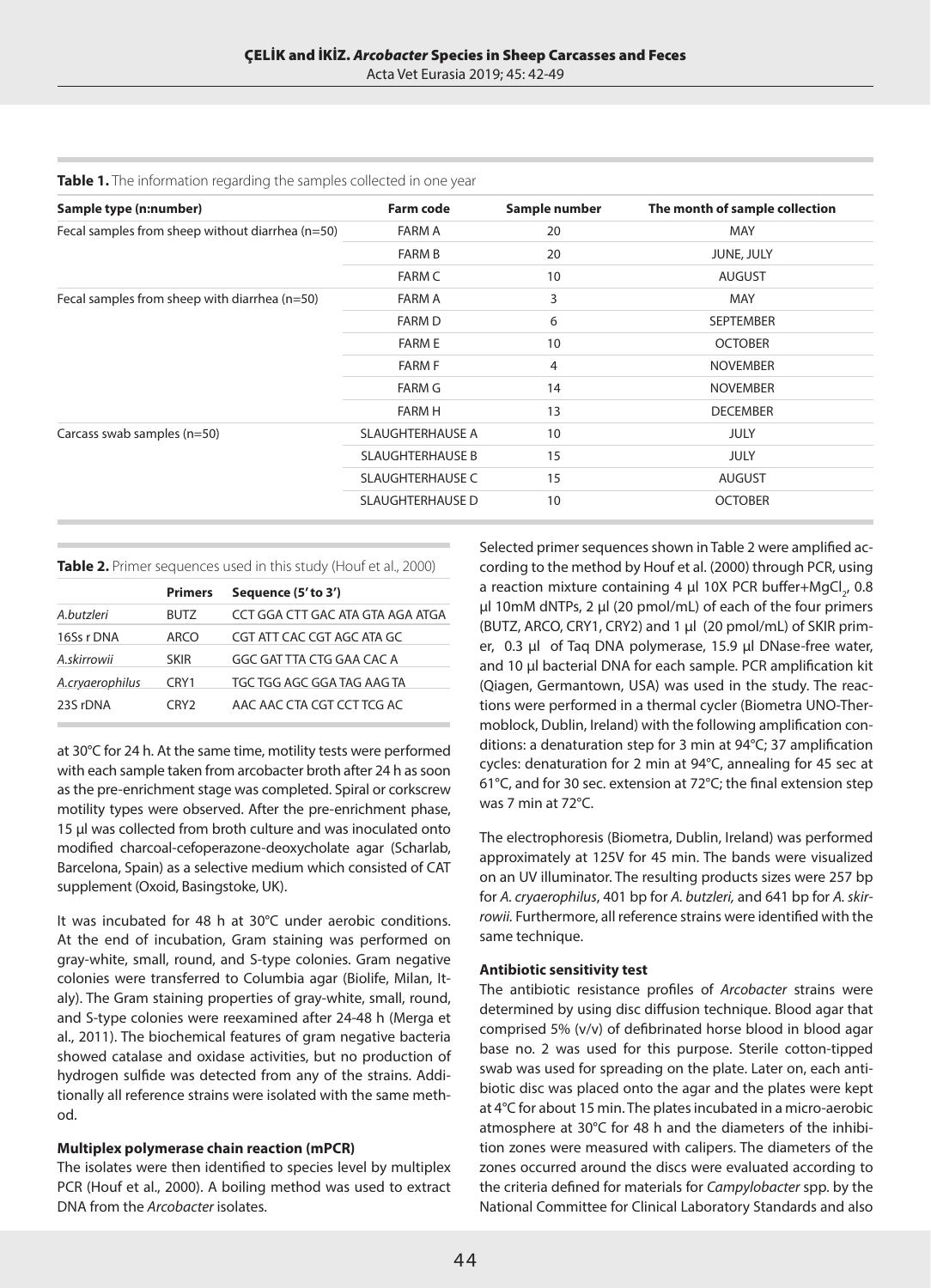**Table 1.** The information regarding the samples collected in one year

| Sample type (n:number) | Farm code | Sample number | The month of sample collection |
|---|---|---|---|
| Fecal samples from sheep without diarrhea (n=50) | FARM A | 20 | MAY |
| | FARM B | 20 | JUNE, JULY |
| | FARM C | 10 | AUGUST |
| Fecal samples from sheep with diarrhea (n=50) | FARM A | 3 | MAY |
| | FARM D | 6 | SEPTEMBER |
| | FARM E | 10 | OCTOBER |
| | FARM F | 4 | NOVEMBER |
| | FARM G | 14 | NOVEMBER |
| | FARM H | 13 | DECEMBER |
| Carcass swab samples (n=50) | SLAUGHTERHAUSE A | 10 | JULY |
| | SLAUGHTERHAUSE B | 15 | JULY |
| | SLAUGHTERHAUSE C | 15 | AUGUST |
| | SLAUGHTERHAUSE D | 10 | OCTOBER |

**Table 2.** Primer sequences used in this study (Houf et al., 2000)

| | Primers | Sequence (5' to 3') |
|---|---|---|
| *A.butzleri* | BUTZ | CCT GGA CTT GAC ATA GTA AGA ATGA |
| 16Ss r DNA | ARCO | CGT ATT CAC CGT AGC ATA GC |
| *A.skirrowii* | SKIR | GGC GAT TTA CTG GAA CAC A |
| *A.cryaerophilus* | CRY1 | TGC TGG AGC GGA TAG AAG TA |
| 23S rDNA | CRY2 | AAC AAC CTA CGT CCT TCG AC |

at 30°C for 24 h. At the same time, motility tests were performed with each sample taken from arcobacter broth after 24 h as soon as the pre-enrichment stage was completed. Spiral or corkscrew motility types were observed. After the pre-enrichment phase, 15 µl was collected from broth culture and was inoculated onto modified charcoal-cefoperazone-deoxycholate agar (Scharlab, Barcelona, Spain) as a selective medium which consisted of CAT supplement (Oxoid, Basingstoke, UK).

It was incubated for 48 h at 30°C under aerobic conditions. At the end of incubation, Gram staining was performed on gray-white, small, round, and S-type colonies. Gram negative colonies were transferred to Columbia agar (Biolife, Milan, Italy). The Gram staining properties of gray-white, small, round, and S-type colonies were reexamined after 24-48 h (Merga et al., 2011). The biochemical features of gram negative bacteria showed catalase and oxidase activities, but no production of hydrogen sulfide was detected from any of the strains. Additionally all reference strains were isolated with the same method.

**Multiplex polymerase chain reaction (mPCR)**

The isolates were then identified to species level by multiplex PCR (Houf et al., 2000). A boiling method was used to extract DNA from the *Arcobacter* isolates.

Selected primer sequences shown in Table 2 were amplified according to the method by Houf et al. (2000) through PCR, using a reaction mixture containing 4 µl 10X PCR buffer+$MgCl_2$, 0.8 µl 10mM dNTPs, 2 µl (20 pmol/mL) of each of the four primers (BUTZ, ARCO, CRY1, CRY2) and 1 µl (20 pmol/mL) of SKIR primer, 0.3 µl of Taq DNA polymerase, 15.9 µl DNase-free water, and 10 µl bacterial DNA for each sample. PCR amplification kit (Qiagen, Germantown, USA) was used in the study. The reactions were performed in a thermal cycler (Biometra UNO-Thermoblock, Dublin, Ireland) with the following amplification conditions: a denaturation step for 3 min at 94°C; 37 amplification cycles: denaturation for 2 min at 94°C, annealing for 45 sec at 61°C, and for 30 sec. extension at 72°C; the final extension step was 7 min at 72°C.

The electrophoresis (Biometra, Dublin, Ireland) was performed approximately at 125V for 45 min. The bands were visualized on an UV illuminator. The resulting products sizes were 257 bp for *A. cryaerophilus*, 401 bp for *A. butzleri,* and 641 bp for *A. skirrowii.* Furthermore, all reference strains were identified with the same technique.

**Antibiotic sensitivity test**

The antibiotic resistance profiles of *Arcobacter* strains were determined by using disc diffusion technique. Blood agar that comprised 5% (v/v) of defibrinated horse blood in blood agar base no. 2 was used for this purpose. Sterile cotton-tipped swab was used for spreading on the plate. Later on, each antibiotic disc was placed onto the agar and the plates were kept at 4°C for about 15 min. The plates incubated in a micro-aerobic atmosphere at 30°C for 48 h and the diameters of the inhibition zones were measured with calipers. The diameters of the zones occurred around the discs were evaluated according to the criteria defined for materials for *Campylobacter* spp. by the National Committee for Clinical Laboratory Standards and also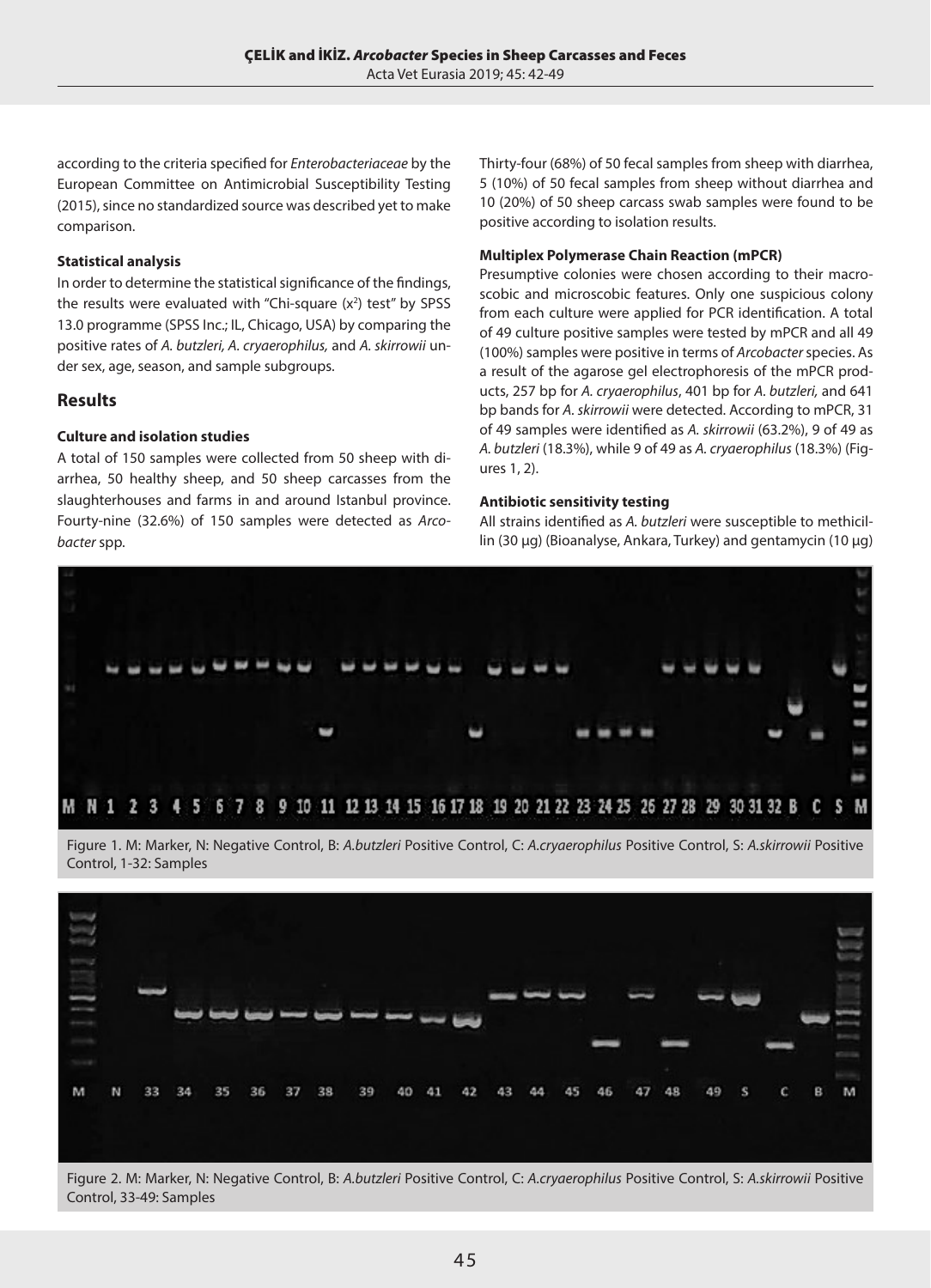according to the criteria specified for *Enterobacteriaceae* by the European Committee on Antimicrobial Susceptibility Testing (2015), since no standardized source was described yet to make comparison.

#### Statistical analysis

In order to determine the statistical significance of the findings, the results were evaluated with "Chi-square ($x^2$) test" by SPSS 13.0 programme (SPSS Inc.; IL, Chicago, USA) by comparing the positive rates of *A. butzleri, A. cryaerophilus,* and *A. skirrowii* under sex, age, season, and sample subgroups.

## Results

#### Culture and isolation studies

A total of 150 samples were collected from 50 sheep with diarrhea, 50 healthy sheep, and 50 sheep carcasses from the slaughterhouses and farms in and around Istanbul province. Fourty-nine (32.6%) of 150 samples were detected as *Arcobacter* spp.

Thirty-four (68%) of 50 fecal samples from sheep with diarrhea, 5 (10%) of 50 fecal samples from sheep without diarrhea and 10 (20%) of 50 sheep carcass swab samples were found to be positive according to isolation results.

#### Multiplex Polymerase Chain Reaction (mPCR)

Presumptive colonies were chosen according to their macroscobic and microscobic features. Only one suspicious colony from each culture were applied for PCR identification. A total of 49 culture positive samples were tested by mPCR and all 49 (100%) samples were positive in terms of *Arcobacter* species. As a result of the agarose gel electrophoresis of the mPCR products, 257 bp for *A. cryaerophilus*, 401 bp for *A. butzleri,* and 641 bp bands for *A. skirrowii* were detected. According to mPCR, 31 of 49 samples were identified as *A. skirrowii* (63.2%), 9 of 49 as *A. butzleri* (18.3%), while 9 of 49 as *A. cryaerophilus* (18.3%) (Figures 1, 2).

#### Antibiotic sensitivity testing

All strains identified as *A. butzleri* were susceptible to methicillin (30 µg) (Bioanalyse, Ankara, Turkey) and gentamycin (10 µg)

Figure 1. M: Marker, N: Negative Control, B: *A.butzleri* Positive Control, C: *A.cryaerophilus* Positive Control, S: *A.skirrowii* Positive Control, 1-32: Samples

Figure 2. M: Marker, N: Negative Control, B: *A.butzleri* Positive Control, C: *A.cryaerophilus* Positive Control, S: *A.skirrowii* Positive Control, 33-49: Samples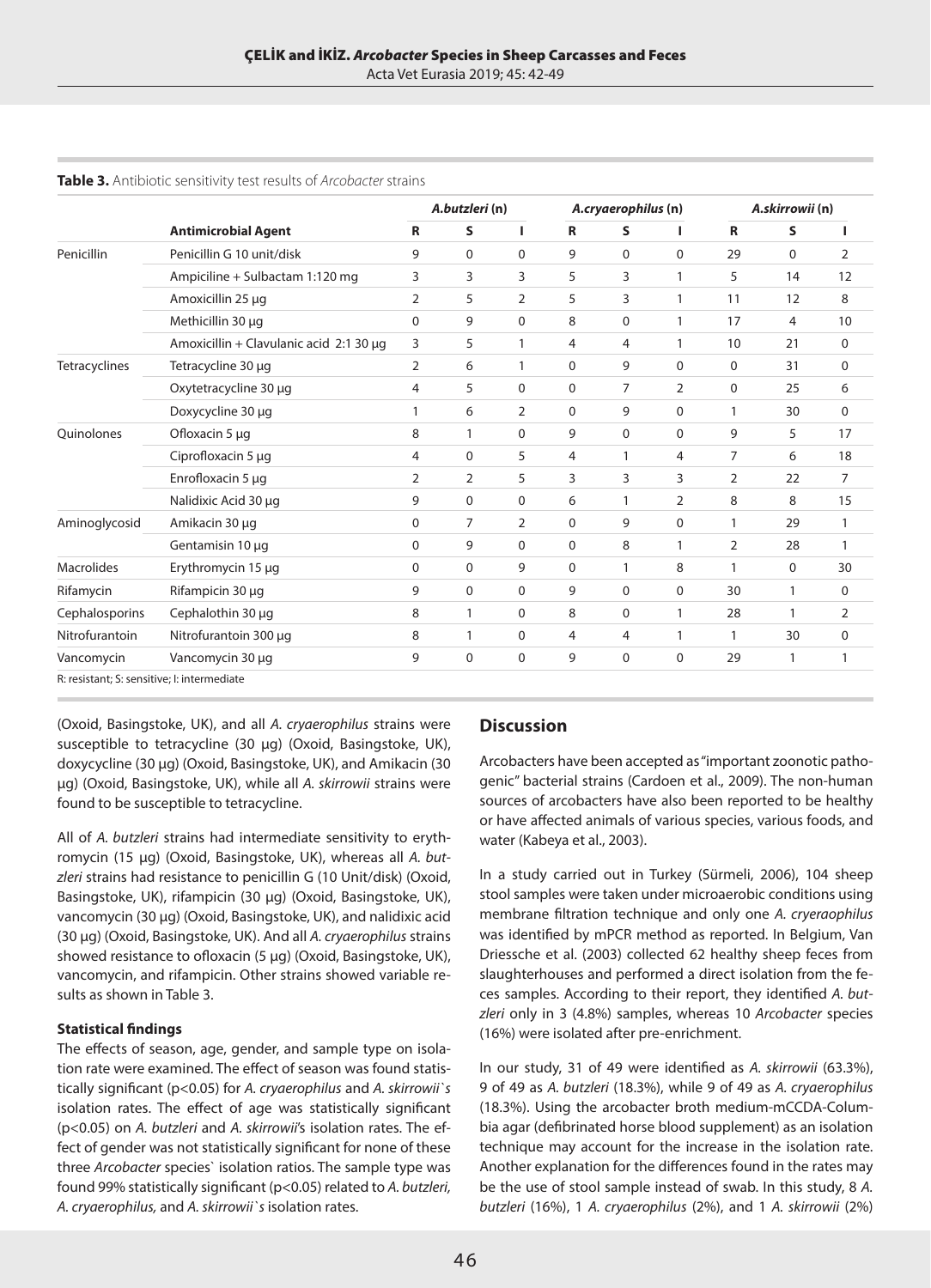**Table 3.** Antibiotic sensitivity test results of *Arcobacter* strains

| | | *A.butzleri* (n) | | | *A.cryaerophilus* (n) | | | *A.skirrowii* (n) | | |
|---|---|---|---|---|---|---|---|---|---|---|
| | **Antimicrobial Agent** | **R** | **S** | **I** | **R** | **S** | **I** | **R** | **S** | **I** |
| Penicillin | Penicillin G 10 unit/disk | 9 | 0 | 0 | 9 | 0 | 0 | 29 | 0 | 2 |
| | Ampiciline + Sulbactam 1:120 mg | 3 | 3 | 3 | 5 | 3 | 1 | 5 | 14 | 12 |
| | Amoxicillin 25 µg | 2 | 5 | 2 | 5 | 3 | 1 | 11 | 12 | 8 |
| | Methicillin 30 µg | 0 | 9 | 0 | 8 | 0 | 1 | 17 | 4 | 10 |
| | Amoxicillin + Clavulanic acid 2:1 30 µg | 3 | 5 | 1 | 4 | 4 | 1 | 10 | 21 | 0 |
| Tetracyclines | Tetracycline 30 µg | 2 | 6 | 1 | 0 | 9 | 0 | 0 | 31 | 0 |
| | Oxytetracycline 30 µg | 4 | 5 | 0 | 0 | 7 | 2 | 0 | 25 | 6 |
| | Doxycycline 30 µg | 1 | 6 | 2 | 0 | 9 | 0 | 1 | 30 | 0 |
| Quinolones | Ofloxacin 5 µg | 8 | 1 | 0 | 9 | 0 | 0 | 9 | 5 | 17 |
| | Ciprofloxacin 5 µg | 4 | 0 | 5 | 4 | 1 | 4 | 7 | 6 | 18 |
| | Enrofloxacin 5 µg | 2 | 2 | 5 | 3 | 3 | 3 | 2 | 22 | 7 |
| | Nalidixic Acid 30 µg | 9 | 0 | 0 | 6 | 1 | 2 | 8 | 8 | 15 |
| Aminoglycosid | Amikacin 30 µg | 0 | 7 | 2 | 0 | 9 | 0 | 1 | 29 | 1 |
| | Gentamisin 10 µg | 0 | 9 | 0 | 0 | 8 | 1 | 2 | 28 | 1 |
| Macrolides | Erythromycin 15 µg | 0 | 0 | 9 | 0 | 1 | 8 | 1 | 0 | 30 |
| Rifamycin | Rifampicin 30 µg | 9 | 0 | 0 | 9 | 0 | 0 | 30 | 1 | 0 |
| Cephalosporins | Cephalothin 30 µg | 8 | 1 | 0 | 8 | 0 | 1 | 28 | 1 | 2 |
| Nitrofurantoin | Nitrofurantoin 300 µg | 8 | 1 | 0 | 4 | 4 | 1 | 1 | 30 | 0 |
| Vancomycin | Vancomycin 30 µg | 9 | 0 | 0 | 9 | 0 | 0 | 29 | 1 | 1 |

R: resistant; S: sensitive; I: intermediate

(Oxoid, Basingstoke, UK), and all *A. cryaerophilus* strains were susceptible to tetracycline (30 µg) (Oxoid, Basingstoke, UK), doxycycline (30 µg) (Oxoid, Basingstoke, UK), and Amikacin (30 µg) (Oxoid, Basingstoke, UK), while all *A. skirrowii* strains were found to be susceptible to tetracycline.

All of *A. butzleri* strains had intermediate sensitivity to erythromycin (15 µg) (Oxoid, Basingstoke, UK), whereas all *A. butzleri* strains had resistance to penicillin G (10 Unit/disk) (Oxoid, Basingstoke, UK), rifampicin (30 µg) (Oxoid, Basingstoke, UK), vancomycin (30 µg) (Oxoid, Basingstoke, UK), and nalidixic acid (30 µg) (Oxoid, Basingstoke, UK). And all *A. cryaerophilus* strains showed resistance to ofloxacin (5 µg) (Oxoid, Basingstoke, UK), vancomycin, and rifampicin. Other strains showed variable results as shown in Table 3.

#### Statistical findings

The effects of season, age, gender, and sample type on isolation rate were examined. The effect of season was found statistically significant ($p<0.05$) for *A. cryaerophilus* and *A. skirrowii`s* isolation rates. The effect of age was statistically significant ($p<0.05$) on *A. butzleri* and *A. skirrowii*'s isolation rates. The effect of gender was not statistically significant for none of these three *Arcobacter* species` isolation ratios. The sample type was found 99% statistically significant ($p<0.05$) related to *A. butzleri, A. cryaerophilus,* and *A. skirrowii`s* isolation rates.

## Discussion

Arcobacters have been accepted as "important zoonotic pathogenic" bacterial strains (Cardoen et al., 2009). The non-human sources of arcobacters have also been reported to be healthy or have affected animals of various species, various foods, and water (Kabeya et al., 2003).

In a study carried out in Turkey (Sürmeli, 2006), 104 sheep stool samples were taken under microaerobic conditions using membrane filtration technique and only one *A. cryeraophilus* was identified by mPCR method as reported. In Belgium, Van Driessche et al. (2003) collected 62 healthy sheep feces from slaughterhouses and performed a direct isolation from the feces samples. According to their report, they identified *A. butzleri* only in 3 (4.8%) samples, whereas 10 *Arcobacter* species (16%) were isolated after pre-enrichment.

In our study, 31 of 49 were identified as *A. skirrowii* (63.3%), 9 of 49 as *A. butzleri* (18.3%), while 9 of 49 as *A. cryaerophilus* (18.3%). Using the arcobacter broth medium-mCCDA-Columbia agar (defibrinated horse blood supplement) as an isolation technique may account for the increase in the isolation rate. Another explanation for the differences found in the rates may be the use of stool sample instead of swab. In this study, 8 *A. butzleri* (16%), 1 *A. cryaerophilus* (2%), and 1 *A. skirrowii* (2%)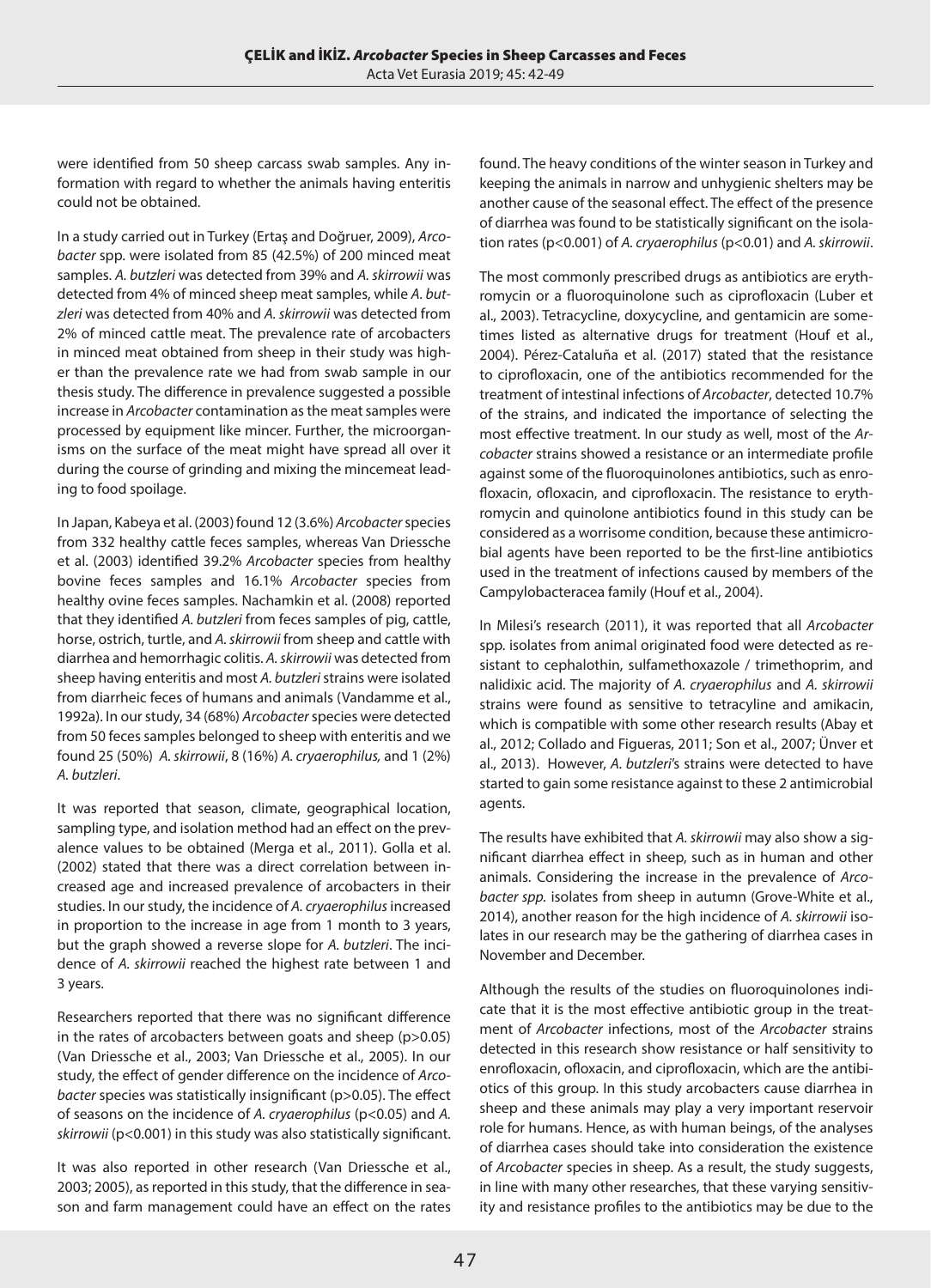were identified from 50 sheep carcass swab samples. Any information with regard to whether the animals having enteritis could not be obtained.

In a study carried out in Turkey (Ertaş and Doğruer, 2009), *Arcobacter* spp. were isolated from 85 (42.5%) of 200 minced meat samples. *A. butzleri* was detected from 39% and *A. skirrowii* was detected from 4% of minced sheep meat samples, while *A. butzleri* was detected from 40% and *A. skirrowii* was detected from 2% of minced cattle meat. The prevalence rate of arcobacters in minced meat obtained from sheep in their study was higher than the prevalence rate we had from swab sample in our thesis study. The difference in prevalence suggested a possible increase in *Arcobacter* contamination as the meat samples were processed by equipment like mincer. Further, the microorganisms on the surface of the meat might have spread all over it during the course of grinding and mixing the mincemeat leading to food spoilage.

In Japan, Kabeya et al. (2003) found 12 (3.6%) *Arcobacter* species from 332 healthy cattle feces samples, whereas Van Driessche et al. (2003) identified 39.2% *Arcobacter* species from healthy bovine feces samples and 16.1% *Arcobacter* species from healthy ovine feces samples. Nachamkin et al. (2008) reported that they identified *A. butzleri* from feces samples of pig, cattle, horse, ostrich, turtle, and *A. skirrowii* from sheep and cattle with diarrhea and hemorrhagic colitis. *A. skirrowii* was detected from sheep having enteritis and most *A. butzleri* strains were isolated from diarrheic feces of humans and animals (Vandamme et al., 1992a). In our study, 34 (68%) *Arcobacter* species were detected from 50 feces samples belonged to sheep with enteritis and we found 25 (50%) *A. skirrowii*, 8 (16%) *A. cryaerophilus,* and 1 (2%) *A. butzleri*.

It was reported that season, climate, geographical location, sampling type, and isolation method had an effect on the prevalence values to be obtained (Merga et al., 2011). Golla et al. (2002) stated that there was a direct correlation between increased age and increased prevalence of arcobacters in their studies. In our study, the incidence of *A. cryaerophilus* increased in proportion to the increase in age from 1 month to 3 years, but the graph showed a reverse slope for *A. butzleri*. The incidence of *A. skirrowii* reached the highest rate between 1 and 3 years.

Researchers reported that there was no significant difference in the rates of arcobacters between goats and sheep ($p>0.05$) (Van Driessche et al., 2003; Van Driessche et al., 2005). In our study, the effect of gender difference on the incidence of *Arcobacter* species was statistically insignificant ($p>0.05$). The effect of seasons on the incidence of *A. cryaerophilus* ($p<0.05$) and *A. skirrowii* ($p<0.001$) in this study was also statistically significant.

It was also reported in other research (Van Driessche et al., 2003; 2005), as reported in this study, that the difference in season and farm management could have an effect on the rates found. The heavy conditions of the winter season in Turkey and keeping the animals in narrow and unhygienic shelters may be another cause of the seasonal effect. The effect of the presence of diarrhea was found to be statistically significant on the isolation rates ($p<0.001$) of *A. cryaerophilus* ($p<0.01$) and *A. skirrowii*.

The most commonly prescribed drugs as antibiotics are erythromycin or a fluoroquinolone such as ciprofloxacin (Luber et al., 2003). Tetracycline, doxycycline, and gentamicin are sometimes listed as alternative drugs for treatment (Houf et al., 2004). Pérez-Cataluña et al. (2017) stated that the resistance to ciprofloxacin, one of the antibiotics recommended for the treatment of intestinal infections of *Arcobacter*, detected 10.7% of the strains, and indicated the importance of selecting the most effective treatment. In our study as well, most of the *Arcobacter* strains showed a resistance or an intermediate profile against some of the fluoroquinolones antibiotics, such as enrofloxacin, ofloxacin, and ciprofloxacin. The resistance to erythromycin and quinolone antibiotics found in this study can be considered as a worrisome condition, because these antimicrobial agents have been reported to be the first-line antibiotics used in the treatment of infections caused by members of the Campylobacteracea family (Houf et al., 2004).

In Milesi's research (2011), it was reported that all *Arcobacter* spp. isolates from animal originated food were detected as resistant to cephalothin, sulfamethoxazole / trimethoprim, and nalidixic acid. The majority of *A. cryaerophilus* and *A. skirrowii* strains were found as sensitive to tetracyline and amikacin, which is compatible with some other research results (Abay et al., 2012; Collado and Figueras, 2011; Son et al., 2007; Ünver et al., 2013). However, *A. butzleri*'s strains were detected to have started to gain some resistance against to these 2 antimicrobial agents.

The results have exhibited that *A. skirrowii* may also show a significant diarrhea effect in sheep, such as in human and other animals. Considering the increase in the prevalence of *Arcobacter spp.* isolates from sheep in autumn (Grove-White et al., 2014), another reason for the high incidence of *A. skirrowii* isolates in our research may be the gathering of diarrhea cases in November and December.

Although the results of the studies on fluoroquinolones indicate that it is the most effective antibiotic group in the treatment of *Arcobacter* infections, most of the *Arcobacter* strains detected in this research show resistance or half sensitivity to enrofloxacin, ofloxacin, and ciprofloxacin, which are the antibiotics of this group. In this study arcobacters cause diarrhea in sheep and these animals may play a very important reservoir role for humans. Hence, as with human beings, of the analyses of diarrhea cases should take into consideration the existence of *Arcobacter* species in sheep. As a result, the study suggests, in line with many other researches, that these varying sensitivity and resistance profiles to the antibiotics may be due to the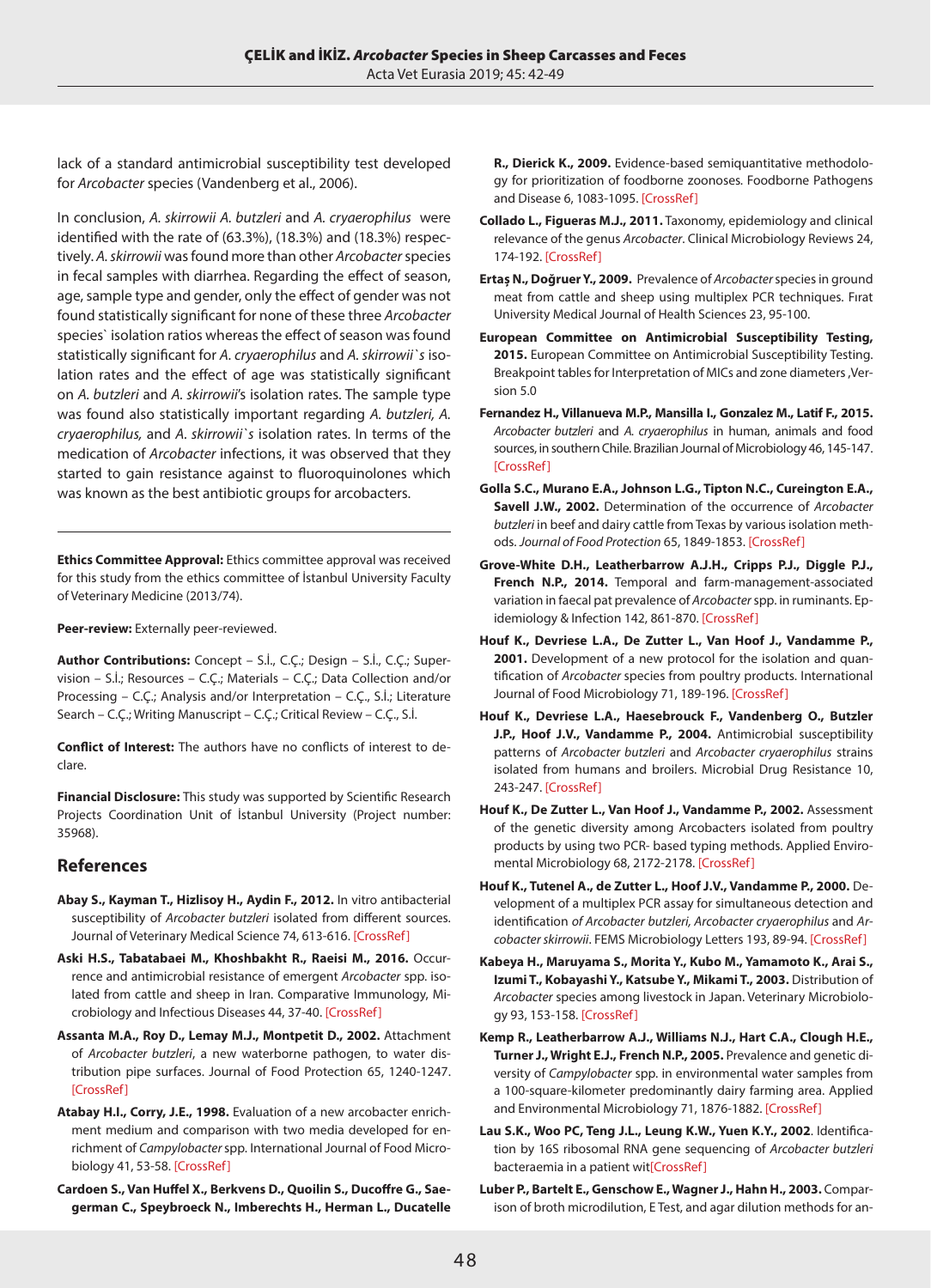lack of a standard antimicrobial susceptibility test developed for *Arcobacter* species (Vandenberg et al., 2006).

In conclusion, *A. skirrowii A. butzleri* and *A. cryaerophilus* were identified with the rate of (63.3%), (18.3%) and (18.3%) respectively. *A. skirrowii* was found more than other *Arcobacter* species in fecal samples with diarrhea. Regarding the effect of season, age, sample type and gender, only the effect of gender was not found statistically significant for none of these three *Arcobacter* species` isolation ratios whereas the effect of season was found statistically significant for *A. cryaerophilus* and *A. skirrowii`s* isolation rates and the effect of age was statistically significant on *A. butzleri* and *A. skirrowii*'s isolation rates. The sample type was found also statistically important regarding *A. butzleri, A. cryaerophilus,* and *A. skirrowii`s* isolation rates. In terms of the medication of *Arcobacter* infections, it was observed that they started to gain resistance against to fluoroquinolones which was known as the best antibiotic groups for arcobacters.

---

**Ethics Committee Approval:** Ethics committee approval was received for this study from the ethics committee of İstanbul University Faculty of Veterinary Medicine (2013/74).

**Peer-review:** Externally peer-reviewed.

**Author Contributions:** Concept – S.İ., C.Ç.; Design – S.İ., C.Ç.; Supervision – S.İ.; Resources – C.Ç.; Materials – C.Ç.; Data Collection and/or Processing – C.Ç.; Analysis and/or Interpretation – C.Ç., S.İ.; Literature Search – C.Ç.; Writing Manuscript – C.Ç.; Critical Review – C.Ç., S.İ.

**Conflict of Interest:** The authors have no conflicts of interest to declare.

**Financial Disclosure:** This study was supported by Scientific Research Projects Coordination Unit of İstanbul University (Project number: 35968).

## References

**Abay S., Kayman T., Hizlisoy H., Aydin F., 2012.** In vitro antibacterial susceptibility of *Arcobacter butzleri* isolated from different sources. Journal of Veterinary Medical Science 74, 613-616. [CrossRef]

**Aski H.S., Tabatabaei M., Khoshbakht R., Raeisi M., 2016.** Occurrence and antimicrobial resistance of emergent *Arcobacter* spp. isolated from cattle and sheep in Iran. Comparative Immunology, Microbiology and Infectious Diseases 44, 37-40. [CrossRef]

**Assanta M.A., Roy D., Lemay M.J., Montpetit D., 2002.** Attachment of *Arcobacter butzleri*, a new waterborne pathogen, to water distribution pipe surfaces. Journal of Food Protection 65, 1240-1247. [CrossRef]

**Atabay H.I., Corry, J.E., 1998.** Evaluation of a new arcobacter enrichment medium and comparison with two media developed for enrichment of *Campylobacter* spp. International Journal of Food Microbiology 41, 53-58. [CrossRef]

**Cardoen S., Van Huffel X., Berkvens D., Quoilin S., Ducoffre G., Saegerman C., Speybroeck N., Imberechts H., Herman L., Ducatelle R., Dierick K., 2009.** Evidence-based semiquantitative methodology for prioritization of foodborne zoonoses. Foodborne Pathogens and Disease 6, 1083-1095. [CrossRef]

**Collado L., Figueras M.J., 2011.** Taxonomy, epidemiology and clinical relevance of the genus *Arcobacter*. Clinical Microbiology Reviews 24, 174-192. [CrossRef]

**Ertaş N., Doğruer Y., 2009.** Prevalence of *Arcobacter* species in ground meat from cattle and sheep using multiplex PCR techniques. Fırat University Medical Journal of Health Sciences 23, 95-100.

**European Committee on Antimicrobial Susceptibility Testing, 2015.** European Committee on Antimicrobial Susceptibility Testing. Breakpoint tables for Interpretation of MICs and zone diameters ,Version 5.0

**Fernandez H., Villanueva M.P., Mansilla I., Gonzalez M., Latif F., 2015.** *Arcobacter butzleri* and *A. cryaerophilus* in human, animals and food sources, in southern Chile. Brazilian Journal of Microbiology 46, 145-147. [CrossRef]

**Golla S.C., Murano E.A., Johnson L.G., Tipton N.C., Cureington E.A., Savell J.W., 2002.** Determination of the occurrence of *Arcobacter butzleri* in beef and dairy cattle from Texas by various isolation methods. *Journal of Food Protection* 65, 1849-1853. [CrossRef]

**Grove-White D.H., Leatherbarrow A.J.H., Cripps P.J., Diggle P.J., French N.P., 2014.** Temporal and farm-management-associated variation in faecal pat prevalence of *Arcobacter* spp. in ruminants. Epidemiology & Infection 142, 861-870. [CrossRef]

**Houf K., Devriese L.A., De Zutter L., Van Hoof J., Vandamme P., 2001.** Development of a new protocol for the isolation and quantification of *Arcobacter* species from poultry products. International Journal of Food Microbiology 71, 189-196. [CrossRef]

**Houf K., Devriese L.A., Haesebrouck F., Vandenberg O., Butzler J.P., Hoof J.V., Vandamme P., 2004.** Antimicrobial susceptibility patterns of *Arcobacter butzleri* and *Arcobacter cryaerophilus* strains isolated from humans and broilers. Microbial Drug Resistance 10, 243-247. [CrossRef]

**Houf K., De Zutter L., Van Hoof J., Vandamme P., 2002.** Assessment of the genetic diversity among Arcobacters isolated from poultry products by using two PCR- based typing methods. Applied Enviromental Microbiology 68, 2172-2178. [CrossRef]

**Houf K., Tutenel A., de Zutter L., Hoof J.V., Vandamme P., 2000.** Development of a multiplex PCR assay for simultaneous detection and identification of *Arcobacter butzleri, Arcobacter cryaerophilus* and *Arcobacter skirrowii*. FEMS Microbiology Letters 193, 89-94. [CrossRef]

**Kabeya H., Maruyama S., Morita Y., Kubo M., Yamamoto K., Arai S., Izumi T., Kobayashi Y., Katsube Y., Mikami T., 2003.** Distribution of *Arcobacter* species among livestock in Japan. Veterinary Microbiology 93, 153-158. [CrossRef]

**Kemp R., Leatherbarrow A.J., Williams N.J., Hart C.A., Clough H.E., Turner J., Wright E.J., French N.P., 2005.** Prevalence and genetic diversity of *Campylobacter* spp. in environmental water samples from a 100-square-kilometer predominantly dairy farming area. Applied and Environmental Microbiology 71, 1876-1882. [CrossRef]

**Lau S.K., Woo PC, Teng J.L., Leung K.W., Yuen K.Y., 2002**. Identification by 16S ribosomal RNA gene sequencing of *Arcobacter butzleri* bacteraemia in a patient wit[CrossRef]

**Luber P., Bartelt E., Genschow E., Wagner J., Hahn H., 2003.** Comparison of broth microdilution, E Test, and agar dilution methods for an-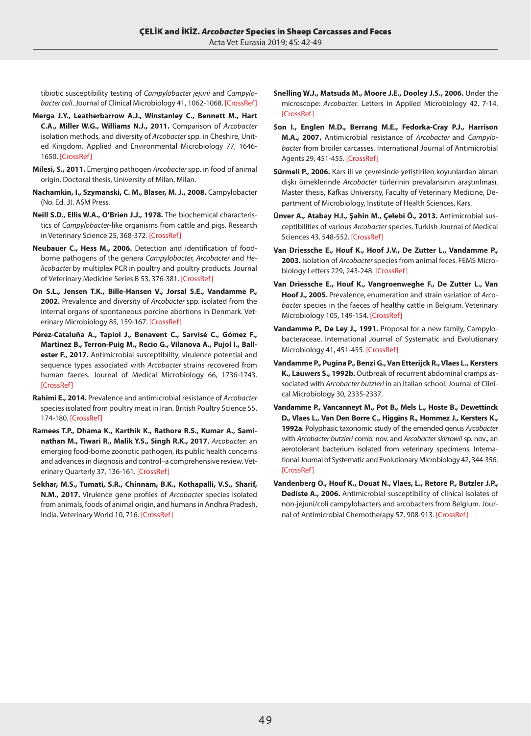tibiotic susceptibility testing of *Campylobacter jejuni* and *Campylobacter coli*. Journal of Clinical Microbiology 41, 1062-1068. [CrossRef]

**Merga J.Y., Leatherbarrow A.J., Winstanley C., Bennett M., Hart C.A., Miller W.G., Williams N.J., 2011.** Comparison of *Arcobacter* isolation methods, and diversity of *Arcobacter* spp. in Cheshire, United Kingdom. Applied and Environmental Microbiology 77, 1646-1650. [CrossRef]

**Milesi, S., 2011.** Emerging pathogen *Arcobacter* spp. in food of animal origin. Doctoral thesis, University of Milan, Milan.

**Nachamkin, I., Szymanski, C. M., Blaser, M. J., 2008.** Campylobacter (No. Ed. 3). ASM Press.

**Neill S.D., Ellis W.A., O'Brien J.J., 1978.** The biochemical characteristics of *Campylobacter*-like organisms from cattle and pigs. Research in Veterinary Science 25, 368-372. [CrossRef]

**Neubauer C., Hess M., 2006.** Detection and identification of food-borne pathogens of the genera *Campylobacter, Arcobacter* and *Helicobacter* by multiplex PCR in poultry and poultry products. Journal of Veterinary Medicine Series B 53, 376-381. [CrossRef]

**On S.L., Jensen T.K., Bille-Hansen V., Jorsal S.E., Vandamme P., 2002.** Prevalence and diversity of *Arcobacter* spp. isolated from the internal organs of spontaneous porcine abortions in Denmark. Veterinary Microbiology 85, 159-167. [CrossRef]

**Pérez-Cataluña A., Tapiol J., Benavent C., Sarvisé C., Gómez F., Martínez B., Terron-Puig M., Recio G., Vilanova A., Pujol I., Ballester F., 2017.** Antimicrobial susceptibility, virulence potential and sequence types associated with *Arcobacter* strains recovered from human faeces. Journal of Medical Microbiology 66, 1736-1743. [CrossRef]

**Rahimi E., 2014.** Prevalence and antimicrobial resistance of *Arcobacter* species isolated from poultry meat in Iran. British Poultry Science 55, 174-180. [CrossRef]

**Ramees T.P., Dhama K., Karthik K., Rathore R.S., Kumar A., Saminathan M., Tiwari R., Malik Y.S., Singh R.K., 2017.** *Arcobacter*: an emerging food-borne zoonotic pathogen, its public health concerns and advances in diagnosis and control–a comprehensive review. Veterinary Quarterly 37, 136-161. [CrossRef]

**Sekhar, M.S., Tumati, S.R., Chinnam, B.K., Kothapalli, V.S., Sharif, N.M., 2017.** Virulence gene profiles of *Arcobacter* species isolated from animals, foods of animal origin, and humans in Andhra Pradesh, India. Veterinary World 10, 716. [CrossRef]

**Snelling W.J., Matsuda M., Moore J.E., Dooley J.S., 2006.** Under the microscope: *Arcobacter*. Letters in Applied Microbiology 42, 7-14. [CrossRef]

**Son I., Englen M.D., Berrang M.E., Fedorka-Cray P.J., Harrison M.A., 2007.** Antimicrobial resistance of *Arcobacter* and *Campylobacter* from broiler carcasses. International Journal of Antimicrobial Agents 29, 451-455. [CrossRef]

**Sürmeli P., 2006.** Kars ili ve çevresinde yetiştirilen koyunlardan alınan dışkı örneklerinde *Arcobacter* türlerinin prevalansının araştırılması. Master thesis, Kafkas University, Faculty of Veterinary Medicine, Department of Microbiology, Institute of Health Sciences, Kars.

**Ünver A., Atabay H.I., Şahin M., Çelebi Ö., 2013.** Antimicrobial susceptibilities of various *Arcobacter* species. Turkish Journal of Medical Sciences 43, 548-552. [CrossRef]

**Van Driessche E., Houf K., Hoof J.V., De Zutter L., Vandamme P., 2003.** Isolation of *Arcobacter* species from animal feces. FEMS Microbiology Letters 229, 243-248. [CrossRef]

**Van Driessche E., Houf K., Vangroenweghe F., De Zutter L., Van Hoof J., 2005.** Prevalence, enumeration and strain variation of *Arcobacter* species in the faeces of healthy cattle in Belgium. Veterinary Microbiology 105, 149-154. [CrossRef]

**Vandamme P., De Ley J., 1991.** Proposal for a new family, Campylobacteraceae. International Journal of Systematic and Evolutionary Microbiology 41, 451-455. [CrossRef]

**Vandamme P., Pugina P., Benzi G., Van Etterijck R., Vlaes L., Kersters K., Lauwers S., 1992b.** Outbreak of recurrent abdominal cramps associated with *Arcobacter butzleri* in an Italian school. Journal of Clinical Microbiology 30, 2335-2337.

**Vandamme P., Vancanneyt M., Pot B., Mels L., Hoste B., Dewettinck D., Vlaes L., Van Den Borre C., Higgins R., Hommez J., Kersters K., 1992a**. Polyphasic taxonomic study of the emended genus *Arcobacter* with *Arcobacter butzleri* comb. nov. and *Arcobacter skirrowii* sp. nov., an aerotolerant bacterium isolated from veterinary specimens. International Journal of Systematic and Evolutionary Microbiology 42, 344-356. [CrossRef]

**Vandenberg O., Houf K., Douat N., Vlaes, L., Retore P., Butzler J.P., Dediste A., 2006.** Antimicrobial susceptibility of clinical isolates of non-jejuni/coli campylobacters and arcobacters from Belgium. Journal of Antimicrobial Chemotherapy 57, 908-913. [CrossRef]